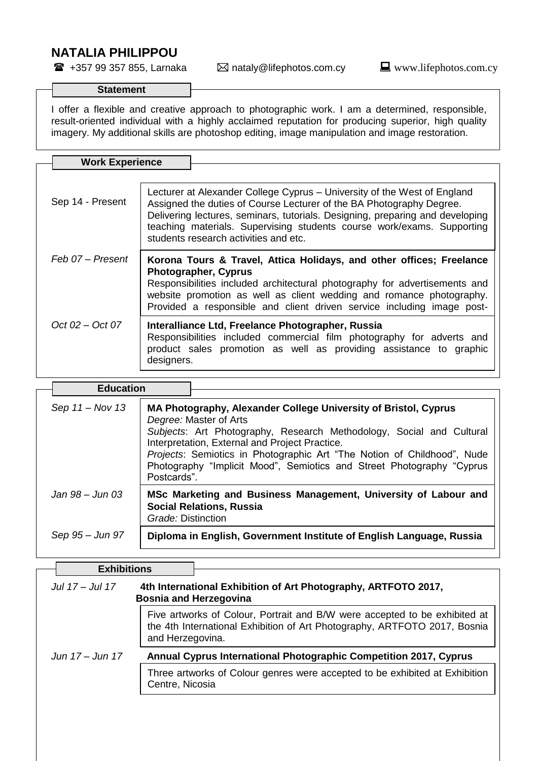# NATALIA PHILIPPOU

☎ +357 99 357 855, Larnaka ✉ nataly@lifephotos.com.cy 💻 www.lifephotos.com.cy

## Statement

I offer a flexible and creative approach to photographic work. I am a determined, responsible, result-oriented individual with a highly acclaimed reputation for producing superior, high quality imagery. My additional skills are photoshop editing, image manipulation and image restoration.

## Work Experience

| | |
|---|---|
| Sep 14 - Present | Lecturer at Alexander College Cyprus – University of the West of England<br>Assigned the duties of Course Lecturer of the BA Photography Degree. Delivering lectures, seminars, tutorials. Designing, preparing and developing teaching materials. Supervising students course work/exams. Supporting students research activities and etc. |
| *Feb 07 – Present* | **Korona Tours & Travel, Attica Holidays, and other offices; Freelance Photographer, Cyprus**<br>Responsibilities included architectural photography for advertisements and website promotion as well as client wedding and romance photography. Provided a responsible and client driven service including image post- |
| *Oct 02 – Oct 07* | **Interalliance Ltd, Freelance Photographer, Russia**<br>Responsibilities included commercial film photography for adverts and product sales promotion as well as providing assistance to graphic designers. |

## Education

| | |
|---|---|
| *Sep 11 – Nov 13* | **MA Photography, Alexander College University of Bristol, Cyprus**<br>*Degree:* Master of Arts<br>*Subjects*: Art Photography, Research Methodology, Social and Cultural Interpretation, External and Project Practice.<br>*Projects*: Semiotics in Photographic Art "The Notion of Childhood", Nude Photography "Implicit Mood", Semiotics and Street Photography "Cyprus Postcards". |
| *Jan 98 – Jun 03* | **MSc Marketing and Business Management, University of Labour and Social Relations, Russia**<br>*Grade:* Distinction |
| *Sep 95 – Jun 97* | **Diploma in English, Government Institute of English Language, Russia** |

## Exhibitions

*Jul 17 – Jul 17* **4th International Exhibition of Art Photography, ARTFOTO 2017, Bosnia and Herzegovina**

Five artworks of Colour, Portrait and B/W were accepted to be exhibited at the 4th International Exhibition of Art Photography, ARTFOTO 2017, Bosnia and Herzegovina.

*Jun 17 – Jun 17* **Annual Cyprus International Photographic Competition 2017, Cyprus**

Three artworks of Colour genres were accepted to be exhibited at Exhibition Centre, Nicosia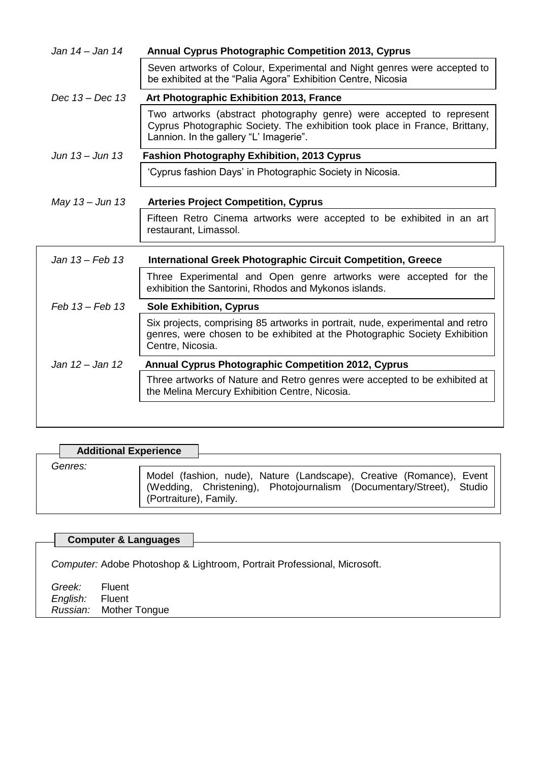*Jan 14 – Jan 14* **Annual Cyprus Photographic Competition 2013, Cyprus**

Seven artworks of Colour, Experimental and Night genres were accepted to be exhibited at the "Palia Agora" Exhibition Centre, Nicosia

*Dec 13 – Dec 13* **Art Photographic Exhibition 2013, France**

Two artworks (abstract photography genre) were accepted to represent Cyprus Photographic Society. The exhibition took place in France, Brittany, Lannion. In the gallery "L' Imagerie".

*Jun 13 – Jun 13* **Fashion Photography Exhibition, 2013 Cyprus**

'Cyprus fashion Days' in Photographic Society in Nicosia.

*May 13 – Jun 13* **Arteries Project Competition, Cyprus**

Fifteen Retro Cinema artworks were accepted to be exhibited in an art restaurant, Limassol.

*Jan 13 – Feb 13* **International Greek Photographic Circuit Competition, Greece**

Three Experimental and Open genre artworks were accepted for the exhibition the Santorini, Rhodos and Mykonos islands.

*Feb 13 – Feb 13* **Sole Exhibition, Cyprus**

Six projects, comprising 85 artworks in portrait, nude, experimental and retro genres, were chosen to be exhibited at the Photographic Society Exhibition Centre, Nicosia.

*Jan 12 – Jan 12* **Annual Cyprus Photographic Competition 2012, Cyprus**

Three artworks of Nature and Retro genres were accepted to be exhibited at the Melina Mercury Exhibition Centre, Nicosia.

## Additional Experience

*Genres:*

Model (fashion, nude), Nature (Landscape), Creative (Romance), Event (Wedding, Christening), Photojournalism (Documentary/Street), Studio (Portraiture), Family.

## Computer & Languages

*Computer:* Adobe Photoshop & Lightroom, Portrait Professional, Microsoft.

*Greek:* Fluent
*English:* Fluent
*Russian:* Mother Tongue